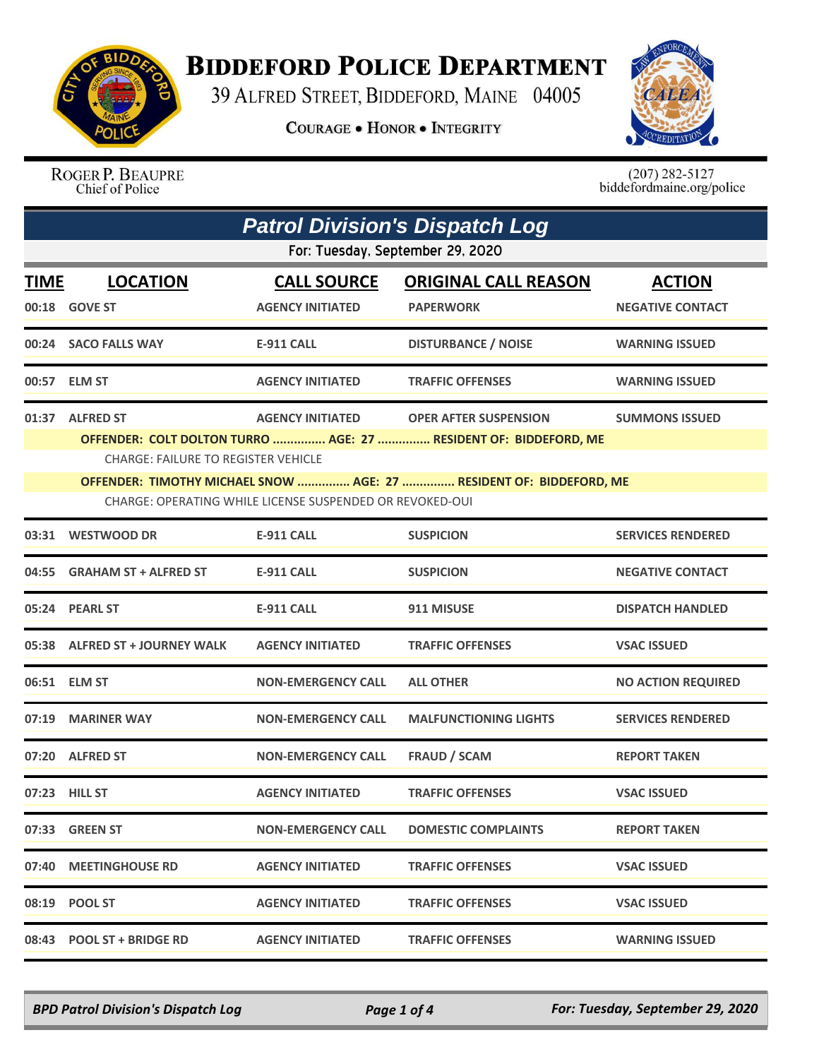# Biddeford Police Department

39 Alfred Street, Biddeford, Maine 04005

**Courage • Honor • Integrity**

Roger P. Beaupre
Chief of Police

(207) 282-5127
biddefordmaine.org/police

## Patrol Division's Dispatch Log

For: Tuesday, September 29, 2020

| TIME | LOCATION | CALL SOURCE | ORIGINAL CALL REASON | ACTION |
|---|---|---|---|---|
| 00:18 | GOVE ST | AGENCY INITIATED | PAPERWORK | NEGATIVE CONTACT |
| 00:24 | SACO FALLS WAY | E-911 CALL | DISTURBANCE / NOISE | WARNING ISSUED |
| 00:57 | ELM ST | AGENCY INITIATED | TRAFFIC OFFENSES | WARNING ISSUED |
| 01:37 | ALFRED ST | AGENCY INITIATED | OPER AFTER SUSPENSION | SUMMONS ISSUED |
| | OFFENDER: COLT DOLTON TURRO ............... AGE: 27 ............... RESIDENT OF: BIDDEFORD, ME | | | |
| | CHARGE: FAILURE TO REGISTER VEHICLE | | | |
| | OFFENDER: TIMOTHY MICHAEL SNOW ............... AGE: 27 ............... RESIDENT OF: BIDDEFORD, ME | | | |
| | CHARGE: OPERATING WHILE LICENSE SUSPENDED OR REVOKED-OUI | | | |
| 03:31 | WESTWOOD DR | E-911 CALL | SUSPICION | SERVICES RENDERED |
| 04:55 | GRAHAM ST + ALFRED ST | E-911 CALL | SUSPICION | NEGATIVE CONTACT |
| 05:24 | PEARL ST | E-911 CALL | 911 MISUSE | DISPATCH HANDLED |
| 05:38 | ALFRED ST + JOURNEY WALK | AGENCY INITIATED | TRAFFIC OFFENSES | VSAC ISSUED |
| 06:51 | ELM ST | NON-EMERGENCY CALL | ALL OTHER | NO ACTION REQUIRED |
| 07:19 | MARINER WAY | NON-EMERGENCY CALL | MALFUNCTIONING LIGHTS | SERVICES RENDERED |
| 07:20 | ALFRED ST | NON-EMERGENCY CALL | FRAUD / SCAM | REPORT TAKEN |
| 07:23 | HILL ST | AGENCY INITIATED | TRAFFIC OFFENSES | VSAC ISSUED |
| 07:33 | GREEN ST | NON-EMERGENCY CALL | DOMESTIC COMPLAINTS | REPORT TAKEN |
| 07:40 | MEETINGHOUSE RD | AGENCY INITIATED | TRAFFIC OFFENSES | VSAC ISSUED |
| 08:19 | POOL ST | AGENCY INITIATED | TRAFFIC OFFENSES | VSAC ISSUED |
| 08:43 | POOL ST + BRIDGE RD | AGENCY INITIATED | TRAFFIC OFFENSES | WARNING ISSUED |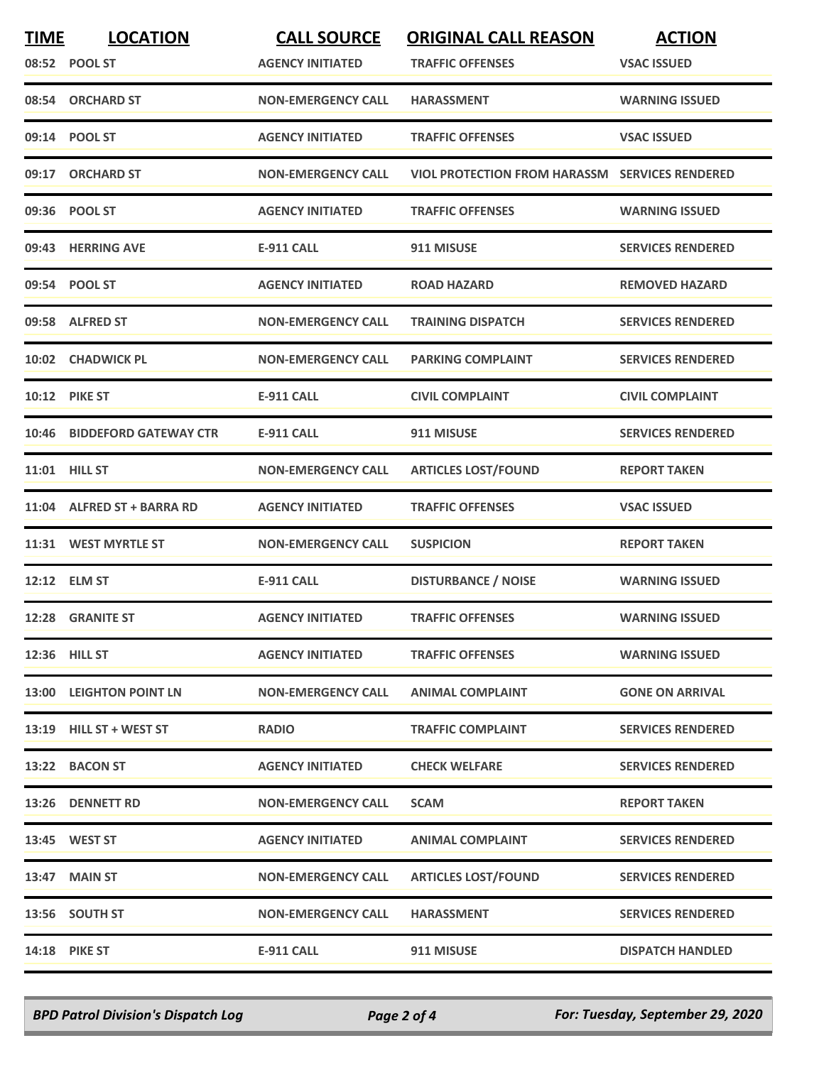| TIME | LOCATION | CALL SOURCE | ORIGINAL CALL REASON | ACTION |
|---|---|---|---|---|
| 08:52 | POOL ST | AGENCY INITIATED | TRAFFIC OFFENSES | VSAC ISSUED |
| 08:54 | ORCHARD ST | NON-EMERGENCY CALL | HARASSMENT | WARNING ISSUED |
| 09:14 | POOL ST | AGENCY INITIATED | TRAFFIC OFFENSES | VSAC ISSUED |
| 09:17 | ORCHARD ST | NON-EMERGENCY CALL | VIOL PROTECTION FROM HARASSM | SERVICES RENDERED |
| 09:36 | POOL ST | AGENCY INITIATED | TRAFFIC OFFENSES | WARNING ISSUED |
| 09:43 | HERRING AVE | E-911 CALL | 911 MISUSE | SERVICES RENDERED |
| 09:54 | POOL ST | AGENCY INITIATED | ROAD HAZARD | REMOVED HAZARD |
| 09:58 | ALFRED ST | NON-EMERGENCY CALL | TRAINING DISPATCH | SERVICES RENDERED |
| 10:02 | CHADWICK PL | NON-EMERGENCY CALL | PARKING COMPLAINT | SERVICES RENDERED |
| 10:12 | PIKE ST | E-911 CALL | CIVIL COMPLAINT | CIVIL COMPLAINT |
| 10:46 | BIDDEFORD GATEWAY CTR | E-911 CALL | 911 MISUSE | SERVICES RENDERED |
| 11:01 | HILL ST | NON-EMERGENCY CALL | ARTICLES LOST/FOUND | REPORT TAKEN |
| 11:04 | ALFRED ST + BARRA RD | AGENCY INITIATED | TRAFFIC OFFENSES | VSAC ISSUED |
| 11:31 | WEST MYRTLE ST | NON-EMERGENCY CALL | SUSPICION | REPORT TAKEN |
| 12:12 | ELM ST | E-911 CALL | DISTURBANCE / NOISE | WARNING ISSUED |
| 12:28 | GRANITE ST | AGENCY INITIATED | TRAFFIC OFFENSES | WARNING ISSUED |
| 12:36 | HILL ST | AGENCY INITIATED | TRAFFIC OFFENSES | WARNING ISSUED |
| 13:00 | LEIGHTON POINT LN | NON-EMERGENCY CALL | ANIMAL COMPLAINT | GONE ON ARRIVAL |
| 13:19 | HILL ST + WEST ST | RADIO | TRAFFIC COMPLAINT | SERVICES RENDERED |
| 13:22 | BACON ST | AGENCY INITIATED | CHECK WELFARE | SERVICES RENDERED |
| 13:26 | DENNETT RD | NON-EMERGENCY CALL | SCAM | REPORT TAKEN |
| 13:45 | WEST ST | AGENCY INITIATED | ANIMAL COMPLAINT | SERVICES RENDERED |
| 13:47 | MAIN ST | NON-EMERGENCY CALL | ARTICLES LOST/FOUND | SERVICES RENDERED |
| 13:56 | SOUTH ST | NON-EMERGENCY CALL | HARASSMENT | SERVICES RENDERED |
| 14:18 | PIKE ST | E-911 CALL | 911 MISUSE | DISPATCH HANDLED |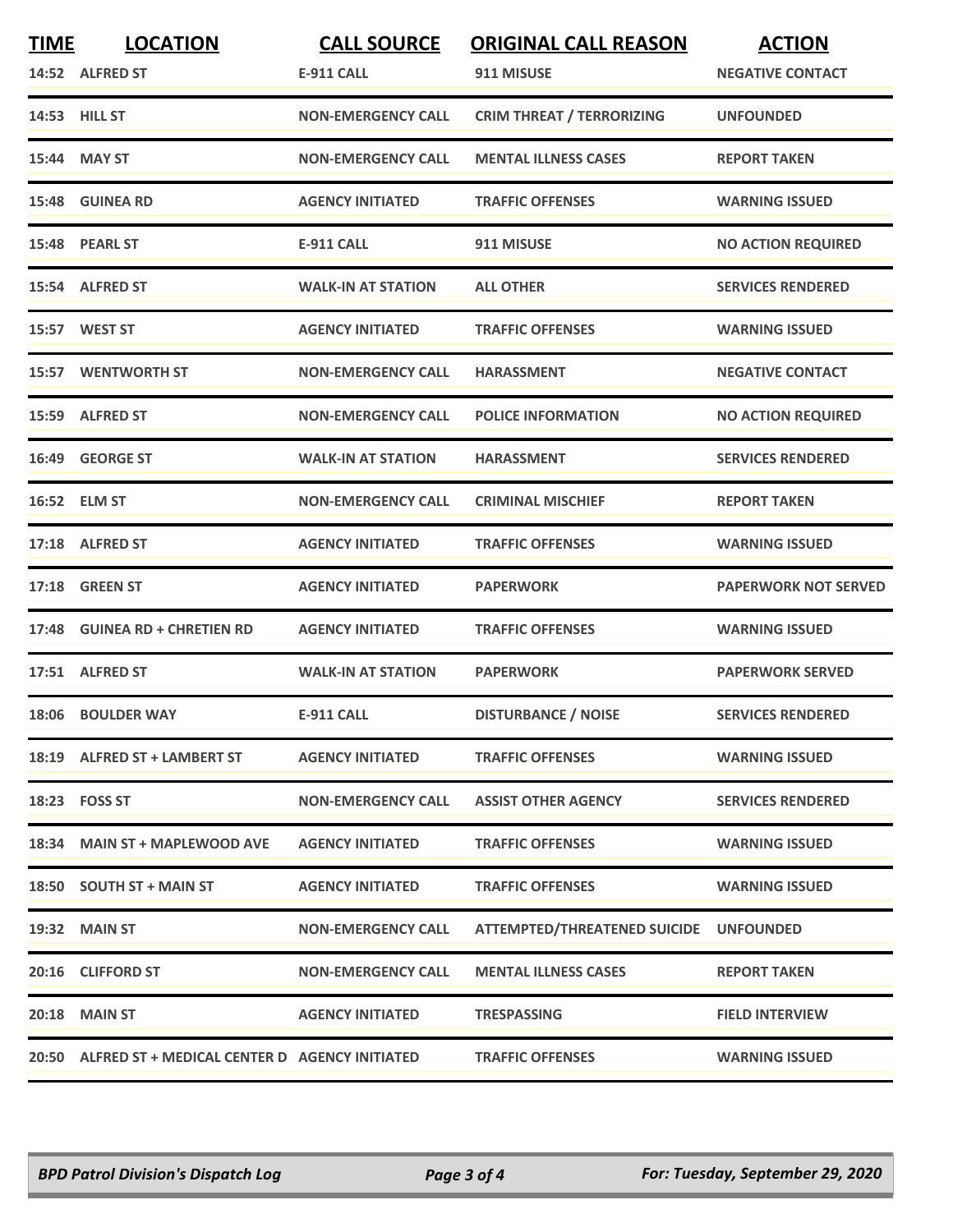| TIME | LOCATION | CALL SOURCE | ORIGINAL CALL REASON | ACTION |
|---|---|---|---|---|
| 14:52 | ALFRED ST | E-911 CALL | 911 MISUSE | NEGATIVE CONTACT |
| 14:53 | HILL ST | NON-EMERGENCY CALL | CRIM THREAT / TERRORIZING | UNFOUNDED |
| 15:44 | MAY ST | NON-EMERGENCY CALL | MENTAL ILLNESS CASES | REPORT TAKEN |
| 15:48 | GUINEA RD | AGENCY INITIATED | TRAFFIC OFFENSES | WARNING ISSUED |
| 15:48 | PEARL ST | E-911 CALL | 911 MISUSE | NO ACTION REQUIRED |
| 15:54 | ALFRED ST | WALK-IN AT STATION | ALL OTHER | SERVICES RENDERED |
| 15:57 | WEST ST | AGENCY INITIATED | TRAFFIC OFFENSES | WARNING ISSUED |
| 15:57 | WENTWORTH ST | NON-EMERGENCY CALL | HARASSMENT | NEGATIVE CONTACT |
| 15:59 | ALFRED ST | NON-EMERGENCY CALL | POLICE INFORMATION | NO ACTION REQUIRED |
| 16:49 | GEORGE ST | WALK-IN AT STATION | HARASSMENT | SERVICES RENDERED |
| 16:52 | ELM ST | NON-EMERGENCY CALL | CRIMINAL MISCHIEF | REPORT TAKEN |
| 17:18 | ALFRED ST | AGENCY INITIATED | TRAFFIC OFFENSES | WARNING ISSUED |
| 17:18 | GREEN ST | AGENCY INITIATED | PAPERWORK | PAPERWORK NOT SERVED |
| 17:48 | GUINEA RD + CHRETIEN RD | AGENCY INITIATED | TRAFFIC OFFENSES | WARNING ISSUED |
| 17:51 | ALFRED ST | WALK-IN AT STATION | PAPERWORK | PAPERWORK SERVED |
| 18:06 | BOULDER WAY | E-911 CALL | DISTURBANCE / NOISE | SERVICES RENDERED |
| 18:19 | ALFRED ST + LAMBERT ST | AGENCY INITIATED | TRAFFIC OFFENSES | WARNING ISSUED |
| 18:23 | FOSS ST | NON-EMERGENCY CALL | ASSIST OTHER AGENCY | SERVICES RENDERED |
| 18:34 | MAIN ST + MAPLEWOOD AVE | AGENCY INITIATED | TRAFFIC OFFENSES | WARNING ISSUED |
| 18:50 | SOUTH ST + MAIN ST | AGENCY INITIATED | TRAFFIC OFFENSES | WARNING ISSUED |
| 19:32 | MAIN ST | NON-EMERGENCY CALL | ATTEMPTED/THREATENED SUICIDE | UNFOUNDED |
| 20:16 | CLIFFORD ST | NON-EMERGENCY CALL | MENTAL ILLNESS CASES | REPORT TAKEN |
| 20:18 | MAIN ST | AGENCY INITIATED | TRESPASSING | FIELD INTERVIEW |
| 20:50 | ALFRED ST + MEDICAL CENTER D | AGENCY INITIATED | TRAFFIC OFFENSES | WARNING ISSUED |

*BPD Patrol Division's Dispatch Log* *For: Tuesday, September 29, 2020*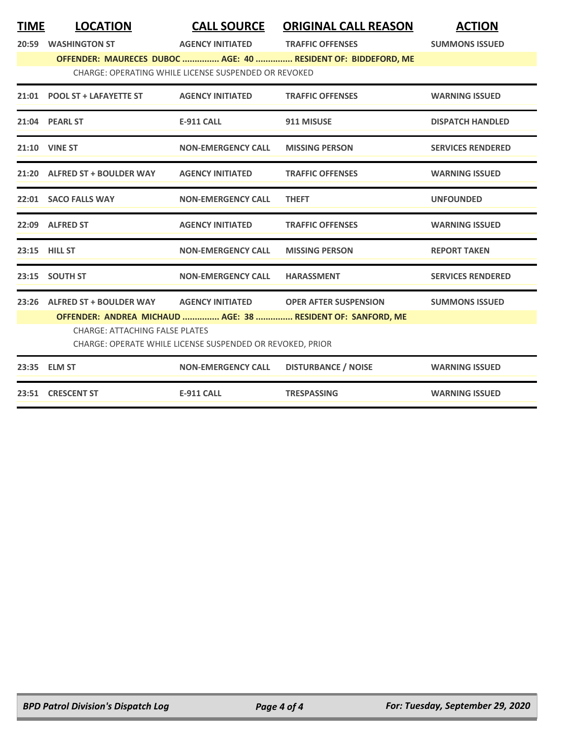| TIME | LOCATION | CALL SOURCE | ORIGINAL CALL REASON | ACTION |
|---|---|---|---|---|
| 20:59 | WASHINGTON ST | AGENCY INITIATED | TRAFFIC OFFENSES | SUMMONS ISSUED |
| | OFFENDER: MAURECES DUBOC ............... AGE: 40 ............... RESIDENT OF: BIDDEFORD, ME | | | |
| | CHARGE: OPERATING WHILE LICENSE SUSPENDED OR REVOKED | | | |
| 21:01 | POOL ST + LAFAYETTE ST | AGENCY INITIATED | TRAFFIC OFFENSES | WARNING ISSUED |
| 21:04 | PEARL ST | E-911 CALL | 911 MISUSE | DISPATCH HANDLED |
| 21:10 | VINE ST | NON-EMERGENCY CALL | MISSING PERSON | SERVICES RENDERED |
| 21:20 | ALFRED ST + BOULDER WAY | AGENCY INITIATED | TRAFFIC OFFENSES | WARNING ISSUED |
| 22:01 | SACO FALLS WAY | NON-EMERGENCY CALL | THEFT | UNFOUNDED |
| 22:09 | ALFRED ST | AGENCY INITIATED | TRAFFIC OFFENSES | WARNING ISSUED |
| 23:15 | HILL ST | NON-EMERGENCY CALL | MISSING PERSON | REPORT TAKEN |
| 23:15 | SOUTH ST | NON-EMERGENCY CALL | HARASSMENT | SERVICES RENDERED |
| 23:26 | ALFRED ST + BOULDER WAY | AGENCY INITIATED | OPER AFTER SUSPENSION | SUMMONS ISSUED |
| | OFFENDER: ANDREA MICHAUD ............... AGE: 38 ............... RESIDENT OF: SANFORD, ME | | | |
| | CHARGE: ATTACHING FALSE PLATES | | | |
| | CHARGE: OPERATE WHILE LICENSE SUSPENDED OR REVOKED, PRIOR | | | |
| 23:35 | ELM ST | NON-EMERGENCY CALL | DISTURBANCE / NOISE | WARNING ISSUED |
| 23:51 | CRESCENT ST | E-911 CALL | TRESPASSING | WARNING ISSUED |